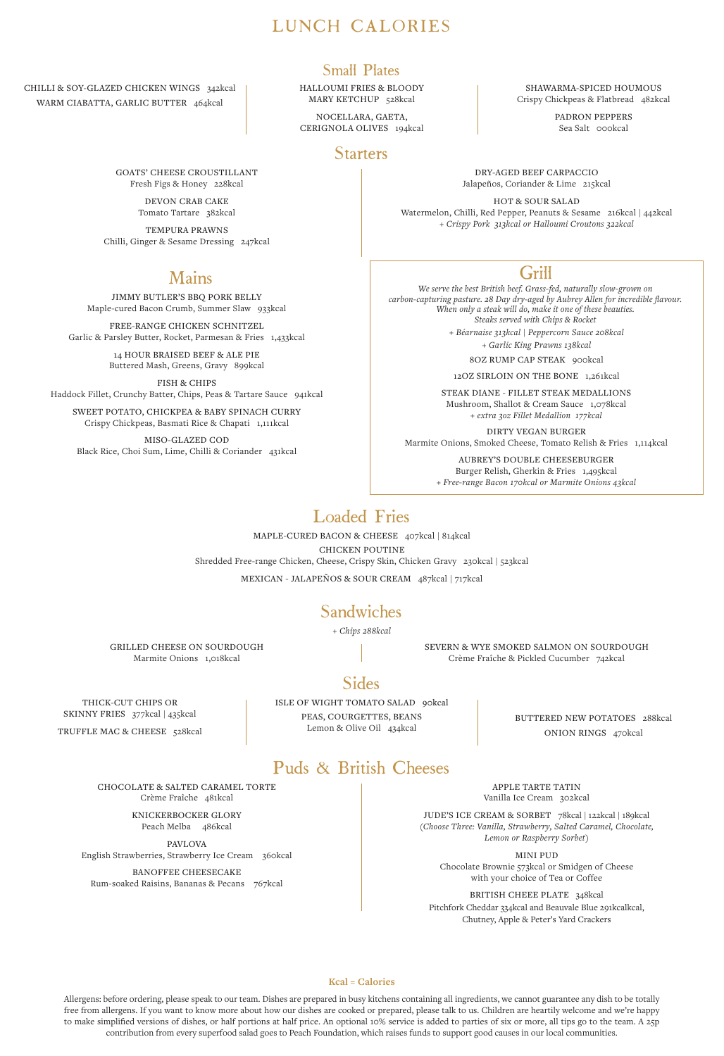# LUNCH CALORIES

## Small Plates

CHILLI & SOY-GLAZED CHICKEN WINGS 342kcal

WARM CIABATTA, GARLIC BUTTER 464kcal

HALLOUMI FRIES & BLOODY MARY KETCHUP 528kcal

NOCELLARA, GAETA, CERIGNOLA OLIVES 194kcal

SHAWARMA-SPICED HOUMOUS
Crispy Chickpeas & Flatbread 482kcal

PADRON PEPPERS
Sea Salt 000kcal

## Starters

GOATS' CHEESE CROUSTILLANT
Fresh Figs & Honey 228kcal

DEVON CRAB CAKE
Tomato Tartare 382kcal

TEMPURA PRAWNS
Chilli, Ginger & Sesame Dressing 247kcal

DRY-AGED BEEF CARPACCIO
Jalapeños, Coriander & Lime 215kcal

HOT & SOUR SALAD
Watermelon, Chilli, Red Pepper, Peanuts & Sesame 216kcal | 442kcal
*+ Crispy Pork 313kcal or Halloumi Croutons 322kcal*

## Mains

JIMMY BUTLER'S BBQ PORK BELLY
Maple-cured Bacon Crumb, Summer Slaw 933kcal

FREE-RANGE CHICKEN SCHNITZEL
Garlic & Parsley Butter, Rocket, Parmesan & Fries 1,433kcal

14 HOUR BRAISED BEEF & ALE PIE
Buttered Mash, Greens, Gravy 899kcal

FISH & CHIPS
Haddock Fillet, Crunchy Batter, Chips, Peas & Tartare Sauce 941kcal

SWEET POTATO, CHICKPEA & BABY SPINACH CURRY
Crispy Chickpeas, Basmati Rice & Chapati 1,111kcal

MISO-GLAZED COD
Black Rice, Choi Sum, Lime, Chilli & Coriander 431kcal

## Grill

*We serve the best British beef. Grass-fed, naturally slow-grown on carbon-capturing pasture. 28 Day dry-aged by Aubrey Allen for incredible flavour. When only a steak will do, make it one of these beauties. Steaks served with Chips & Rocket*

*+ Béarnaise 313kcal | Peppercorn Sauce 208kcal*

*+ Garlic King Prawns 138kcal*

8OZ RUMP CAP STEAK 900kcal

12OZ SIRLOIN ON THE BONE 1,261kcal

STEAK DIANE - FILLET STEAK MEDALLIONS
Mushroom, Shallot & Cream Sauce 1,078kcal
*+ extra 3oz Fillet Medallion 177kcal*

DIRTY VEGAN BURGER
Marmite Onions, Smoked Cheese, Tomato Relish & Fries 1,114kcal

AUBREY'S DOUBLE CHEESEBURGER
Burger Relish, Gherkin & Fries 1,495kcal
*+ Free-range Bacon 170kcal or Marmite Onions 43kcal*

## Loaded Fries

MAPLE-CURED BACON & CHEESE 407kcal | 814kcal

CHICKEN POUTINE
Shredded Free-range Chicken, Cheese, Crispy Skin, Chicken Gravy 230kcal | 523kcal

MEXICAN - JALAPEÑOS & SOUR CREAM 487kcal | 717kcal

## Sandwiches

*+ Chips 288kcal*

GRILLED CHEESE ON SOURDOUGH
Marmite Onions 1,018kcal

SEVERN & WYE SMOKED SALMON ON SOURDOUGH
Crème Fraîche & Pickled Cucumber 742kcal

## Sides

THICK-CUT CHIPS OR SKINNY FRIES 377kcal | 435kcal

TRUFFLE MAC & CHEESE 528kcal

ISLE OF WIGHT TOMATO SALAD 90kcal

PEAS, COURGETTES, BEANS
Lemon & Olive Oil 434kcal

BUTTERED NEW POTATOES 288kcal

ONION RINGS 470kcal

## Puds & British Cheeses

CHOCOLATE & SALTED CARAMEL TORTE
Crème Fraîche 481kcal

KNICKERBOCKER GLORY
Peach Melba 486kcal

PAVLOVA
English Strawberries, Strawberry Ice Cream 360kcal

BANOFFEE CHEESECAKE
Rum-soaked Raisins, Bananas & Pecans 767kcal

APPLE TARTE TATIN
Vanilla Ice Cream 302kcal

JUDE'S ICE CREAM & SORBET 78kcal | 122kcal | 189kcal
*(Choose Three: Vanilla, Strawberry, Salted Caramel, Chocolate, Lemon or Raspberry Sorbet)*

MINI PUD
Chocolate Brownie 573kcal or Smidgen of Cheese with your choice of Tea or Coffee

BRITISH CHEEE PLATE 348kcal
Pitchfork Cheddar 334kcal and Beauvale Blue 291kcalkcal, Chutney, Apple & Peter's Yard Crackers

**Kcal = Calories**

Allergens: before ordering, please speak to our team. Dishes are prepared in busy kitchens containing all ingredients, we cannot guarantee any dish to be totally free from allergens. If you want to know more about how our dishes are cooked or prepared, please talk to us. Children are heartily welcome and we're happy to make simplified versions of dishes, or half portions at half price. An optional 10% service is added to parties of six or more, all tips go to the team. A 25p contribution from every superfood salad goes to Peach Foundation, which raises funds to support good causes in our local communities.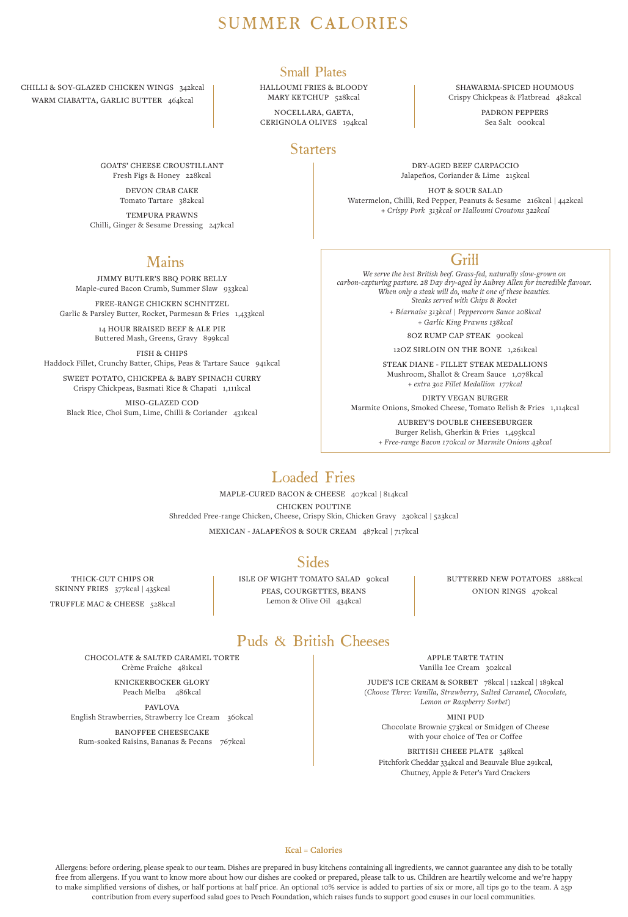# SUMMER CALORIES

## Small Plates

CHILLI & SOY-GLAZED CHICKEN WINGS 342kcal

WARM CIABATTA, GARLIC BUTTER 464kcal

HALLOUMI FRIES & BLOODY MARY KETCHUP 528kcal

NOCELLARA, GAETA, CERIGNOLA OLIVES 194kcal

SHAWARMA-SPICED HOUMOUS
Crispy Chickpeas & Flatbread 482kcal

PADRON PEPPERS
Sea Salt 000kcal

## Starters

GOATS' CHEESE CROUSTILLANT
Fresh Figs & Honey 228kcal

DEVON CRAB CAKE
Tomato Tartare 382kcal

TEMPURA PRAWNS
Chilli, Ginger & Sesame Dressing 247kcal

DRY-AGED BEEF CARPACCIO
Jalapeños, Coriander & Lime 215kcal

HOT & SOUR SALAD
Watermelon, Chilli, Red Pepper, Peanuts & Sesame 216kcal | 442kcal
*+ Crispy Pork 313kcal or Halloumi Croutons 322kcal*

## Mains

JIMMY BUTLER'S BBQ PORK BELLY
Maple-cured Bacon Crumb, Summer Slaw 933kcal

FREE-RANGE CHICKEN SCHNITZEL
Garlic & Parsley Butter, Rocket, Parmesan & Fries 1,433kcal

14 HOUR BRAISED BEEF & ALE PIE
Buttered Mash, Greens, Gravy 899kcal

FISH & CHIPS
Haddock Fillet, Crunchy Batter, Chips, Peas & Tartare Sauce 941kcal

SWEET POTATO, CHICKPEA & BABY SPINACH CURRY
Crispy Chickpeas, Basmati Rice & Chapati 1,111kcal

MISO-GLAZED COD
Black Rice, Choi Sum, Lime, Chilli & Coriander 431kcal

## Grill

*We serve the best British beef. Grass-fed, naturally slow-grown on carbon-capturing pasture. 28 Day dry-aged by Aubrey Allen for incredible flavour. When only a steak will do, make it one of these beauties. Steaks served with Chips & Rocket*

*+ Béarnaise 313kcal | Peppercorn Sauce 208kcal*
*+ Garlic King Prawns 138kcal*

8OZ RUMP CAP STEAK 900kcal

12OZ SIRLOIN ON THE BONE 1,261kcal

STEAK DIANE - FILLET STEAK MEDALLIONS
Mushroom, Shallot & Cream Sauce 1,078kcal
*+ extra 3oz Fillet Medallion 177kcal*

DIRTY VEGAN BURGER
Marmite Onions, Smoked Cheese, Tomato Relish & Fries 1,114kcal

AUBREY'S DOUBLE CHEESEBURGER
Burger Relish, Gherkin & Fries 1,495kcal
*+ Free-range Bacon 170kcal or Marmite Onions 43kcal*

## Loaded Fries

MAPLE-CURED BACON & CHEESE 407kcal | 814kcal

CHICKEN POUTINE
Shredded Free-range Chicken, Cheese, Crispy Skin, Chicken Gravy 230kcal | 523kcal

MEXICAN - JALAPEÑOS & SOUR CREAM 487kcal | 717kcal

## Sides

THICK-CUT CHIPS OR SKINNY FRIES 377kcal | 435kcal

TRUFFLE MAC & CHEESE 528kcal

ISLE OF WIGHT TOMATO SALAD 90kcal

PEAS, COURGETTES, BEANS
Lemon & Olive Oil 434kcal

BUTTERED NEW POTATOES 288kcal

ONION RINGS 470kcal

## Puds & British Cheeses

CHOCOLATE & SALTED CARAMEL TORTE
Crème Fraîche 481kcal

KNICKERBOCKER GLORY
Peach Melba 486kcal

PAVLOVA
English Strawberries, Strawberry Ice Cream 360kcal

BANOFFEE CHEESECAKE
Rum-soaked Raisins, Bananas & Pecans 767kcal

APPLE TARTE TATIN
Vanilla Ice Cream 302kcal

JUDE'S ICE CREAM & SORBET 78kcal | 122kcal | 189kcal
(*Choose Three: Vanilla, Strawberry, Salted Caramel, Chocolate, Lemon or Raspberry Sorbet*)

MINI PUD
Chocolate Brownie 573kcal or Smidgen of Cheese with your choice of Tea or Coffee

BRITISH CHEEE PLATE 348kcal
Pitchfork Cheddar 334kcal and Beauvale Blue 291kcal, Chutney, Apple & Peter's Yard Crackers

**Kcal = Calories**

Allergens: before ordering, please speak to our team. Dishes are prepared in busy kitchens containing all ingredients, we cannot guarantee any dish to be totally free from allergens. If you want to know more about how our dishes are cooked or prepared, please talk to us. Children are heartily welcome and we're happy to make simplified versions of dishes, or half portions at half price. An optional 10% service is added to parties of six or more, all tips go to the team. A 25p contribution from every superfood salad goes to Peach Foundation, which raises funds to support good causes in our local communities.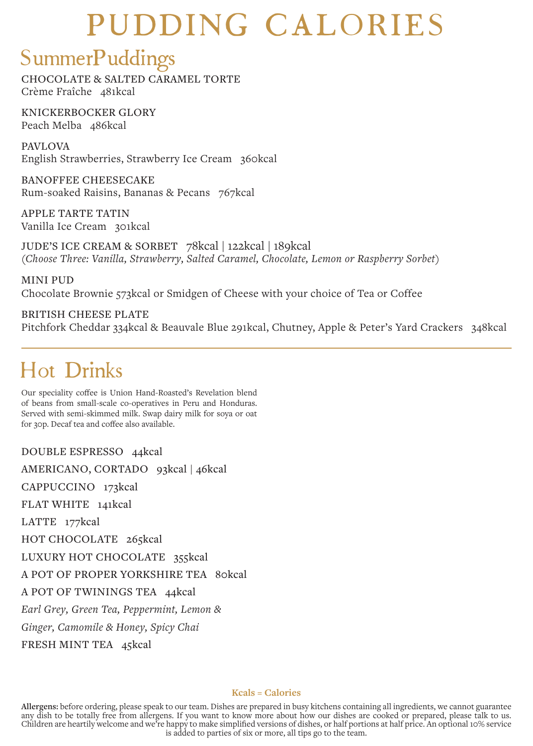# PUDDING CALORIES

## SummerPuddings

CHOCOLATE & SALTED CARAMEL TORTE
Crème Fraîche 481kcal

KNICKERBOCKER GLORY
Peach Melba 486kcal

PAVLOVA
English Strawberries, Strawberry Ice Cream 360kcal

BANOFFEE CHEESECAKE
Rum-soaked Raisins, Bananas & Pecans 767kcal

APPLE TARTE TATIN
Vanilla Ice Cream 301kcal

JUDE'S ICE CREAM & SORBET 78kcal | 122kcal | 189kcal
(*Choose Three: Vanilla, Strawberry, Salted Caramel, Chocolate, Lemon or Raspberry Sorbet*)

MINI PUD
Chocolate Brownie 573kcal or Smidgen of Cheese with your choice of Tea or Coffee

BRITISH CHEESE PLATE
Pitchfork Cheddar 334kcal & Beauvale Blue 291kcal, Chutney, Apple & Peter's Yard Crackers 348kcal

## Hot Drinks

Our speciality coffee is Union Hand-Roasted's Revelation blend of beans from small-scale co-operatives in Peru and Honduras. Served with semi-skimmed milk. Swap dairy milk for soya or oat for 30p. Decaf tea and coffee also available.

DOUBLE ESPRESSO 44kcal

AMERICANO, CORTADO 93kcal | 46kcal

CAPPUCCINO 173kcal

FLAT WHITE 141kcal

LATTE 177kcal

HOT CHOCOLATE 265kcal

LUXURY HOT CHOCOLATE 355kcal

A POT OF PROPER YORKSHIRE TEA 80kcal

A POT OF TWININGS TEA 44kcal

*Earl Grey, Green Tea, Peppermint, Lemon & Ginger, Camomile & Honey, Spicy Chai*

FRESH MINT TEA 45kcal

**Kcals = Calories**

**Allergens:** before ordering, please speak to our team. Dishes are prepared in busy kitchens containing all ingredients, we cannot guarantee any dish to be totally free from allergens. If you want to know more about how our dishes are cooked or prepared, please talk to us. Children are heartily welcome and we're happy to make simplified versions of dishes, or half portions at half price. An optional 10% service is added to parties of six or more, all tips go to the team.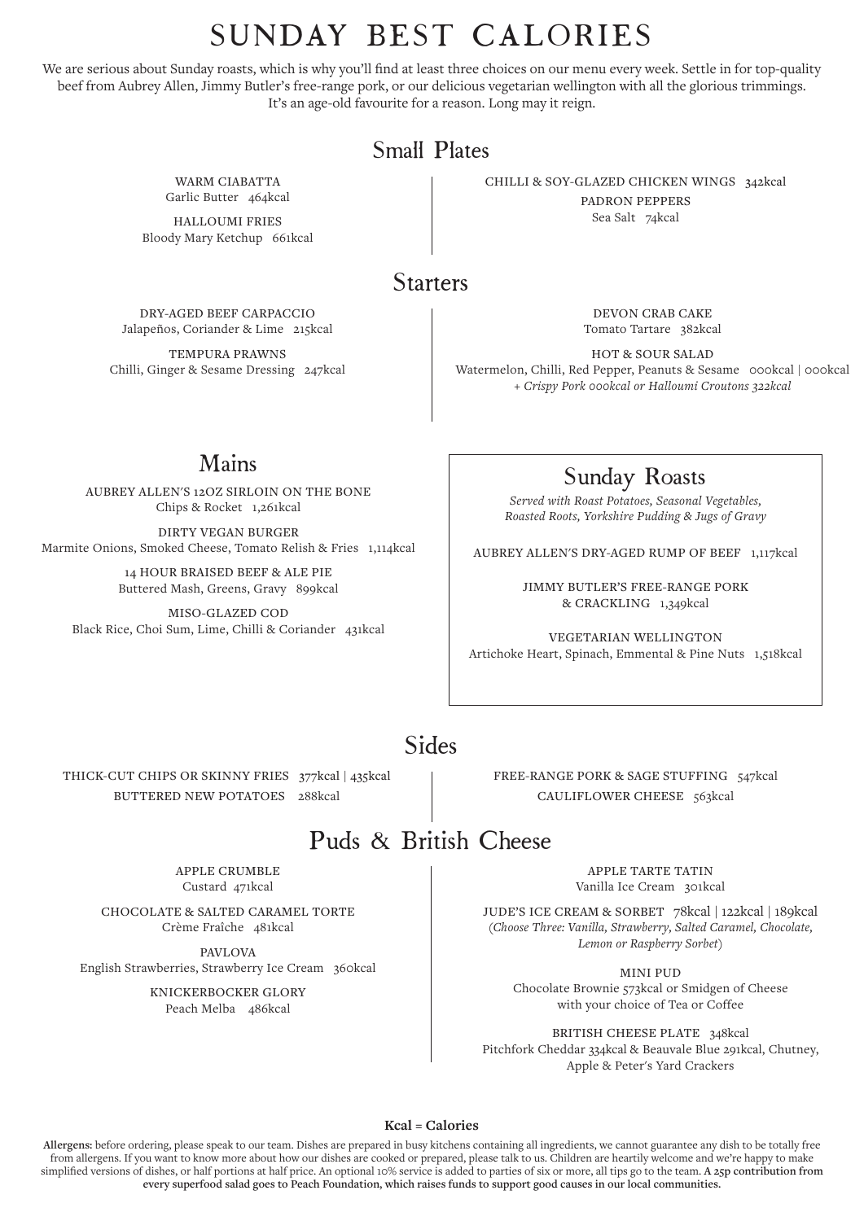# SUNDAY BEST CALORIES

We are serious about Sunday roasts, which is why you'll find at least three choices on our menu every week. Settle in for top-quality beef from Aubrey Allen, Jimmy Butler's free-range pork, or our delicious vegetarian wellington with all the glorious trimmings. It's an age-old favourite for a reason. Long may it reign.

## Small Plates

WARM CIABATTA
Garlic Butter 464kcal

HALLOUMI FRIES
Bloody Mary Ketchup 661kcal

CHILLI & SOY-GLAZED CHICKEN WINGS 342kcal

PADRON PEPPERS
Sea Salt 74kcal

## Starters

DRY-AGED BEEF CARPACCIO
Jalapeños, Coriander & Lime 215kcal

TEMPURA PRAWNS
Chilli, Ginger & Sesame Dressing 247kcal

DEVON CRAB CAKE
Tomato Tartare 382kcal

HOT & SOUR SALAD
Watermelon, Chilli, Red Pepper, Peanuts & Sesame 000kcal | 000kcal
*+ Crispy Pork 000kcal or Halloumi Croutons 322kcal*

## Mains

AUBREY ALLEN'S 12OZ SIRLOIN ON THE BONE
Chips & Rocket 1,261kcal

DIRTY VEGAN BURGER
Marmite Onions, Smoked Cheese, Tomato Relish & Fries 1,114kcal

14 HOUR BRAISED BEEF & ALE PIE
Buttered Mash, Greens, Gravy 899kcal

MISO-GLAZED COD
Black Rice, Choi Sum, Lime, Chilli & Coriander 431kcal

## Sunday Roasts

*Served with Roast Potatoes, Seasonal Vegetables, Roasted Roots, Yorkshire Pudding & Jugs of Gravy*

AUBREY ALLEN'S DRY-AGED RUMP OF BEEF 1,117kcal

JIMMY BUTLER'S FREE-RANGE PORK & CRACKLING 1,349kcal

VEGETARIAN WELLINGTON
Artichoke Heart, Spinach, Emmental & Pine Nuts 1,518kcal

## Sides

THICK-CUT CHIPS OR SKINNY FRIES 377kcal | 435kcal

BUTTERED NEW POTATOES 288kcal

FREE-RANGE PORK & SAGE STUFFING 547kcal

CAULIFLOWER CHEESE 563kcal

## Puds & British Cheese

APPLE CRUMBLE
Custard 471kcal

CHOCOLATE & SALTED CARAMEL TORTE
Crème Fraîche 481kcal

PAVLOVA
English Strawberries, Strawberry Ice Cream 360kcal

KNICKERBOCKER GLORY
Peach Melba 486kcal

APPLE TARTE TATIN
Vanilla Ice Cream 301kcal

JUDE'S ICE CREAM & SORBET 78kcal | 122kcal | 189kcal
(*Choose Three: Vanilla, Strawberry, Salted Caramel, Chocolate, Lemon or Raspberry Sorbet*)

MINI PUD
Chocolate Brownie 573kcal or Smidgen of Cheese with your choice of Tea or Coffee

BRITISH CHEESE PLATE 348kcal
Pitchfork Cheddar 334kcal & Beauvale Blue 291kcal, Chutney, Apple & Peter's Yard Crackers

**Kcal = Calories**

**Allergens:** before ordering, please speak to our team. Dishes are prepared in busy kitchens containing all ingredients, we cannot guarantee any dish to be totally free from allergens. If you want to know more about how our dishes are cooked or prepared, please talk to us. Children are heartily welcome and we're happy to make simplified versions of dishes, or half portions at half price. An optional 10% service is added to parties of six or more, all tips go to the team. **A 25p contribution from every superfood salad goes to Peach Foundation, which raises funds to support good causes in our local communities.**